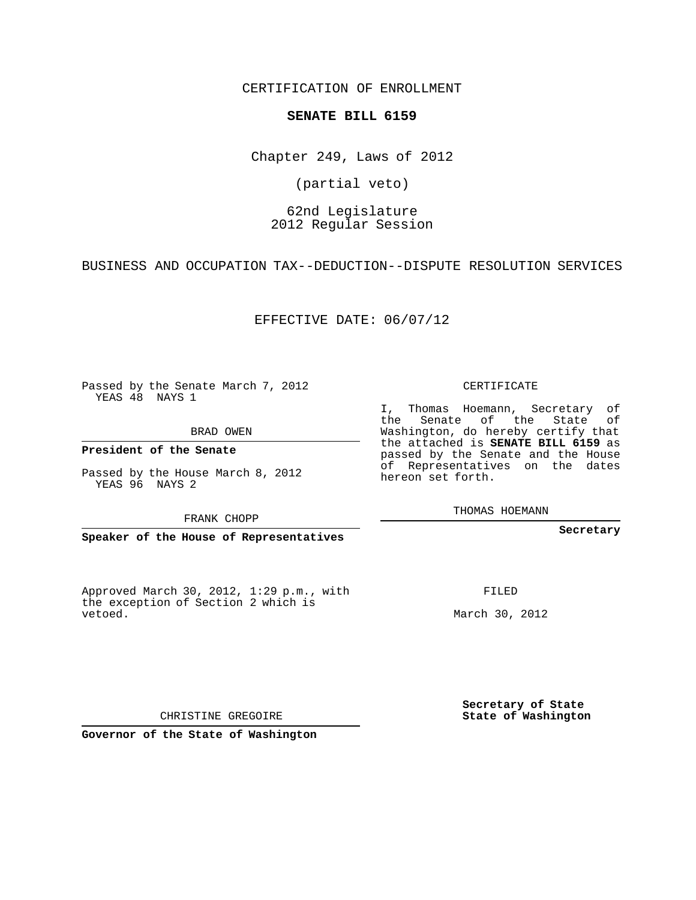CERTIFICATION OF ENROLLMENT

**SENATE BILL 6159**

Chapter 249, Laws of 2012

(partial veto)

62nd Legislature
2012 Regular Session

BUSINESS AND OCCUPATION TAX--DEDUCTION--DISPUTE RESOLUTION SERVICES

EFFECTIVE DATE: 06/07/12

Passed by the Senate March 7, 2012
YEAS 48 NAYS 1

BRAD OWEN

**President of the Senate**

Passed by the House March 8, 2012
YEAS 96 NAYS 2

FRANK CHOPP

**Speaker of the House of Representatives**

Approved March 30, 2012, 1:29 p.m., with the exception of Section 2 which is vetoed.

CHRISTINE GREGOIRE

**Governor of the State of Washington**

CERTIFICATE

I, Thomas Hoemann, Secretary of the Senate of the State of Washington, do hereby certify that the attached is **SENATE BILL 6159** as passed by the Senate and the House of Representatives on the dates hereon set forth.

THOMAS HOEMANN

**Secretary**

FILED

March 30, 2012

**Secretary of State**
**State of Washington**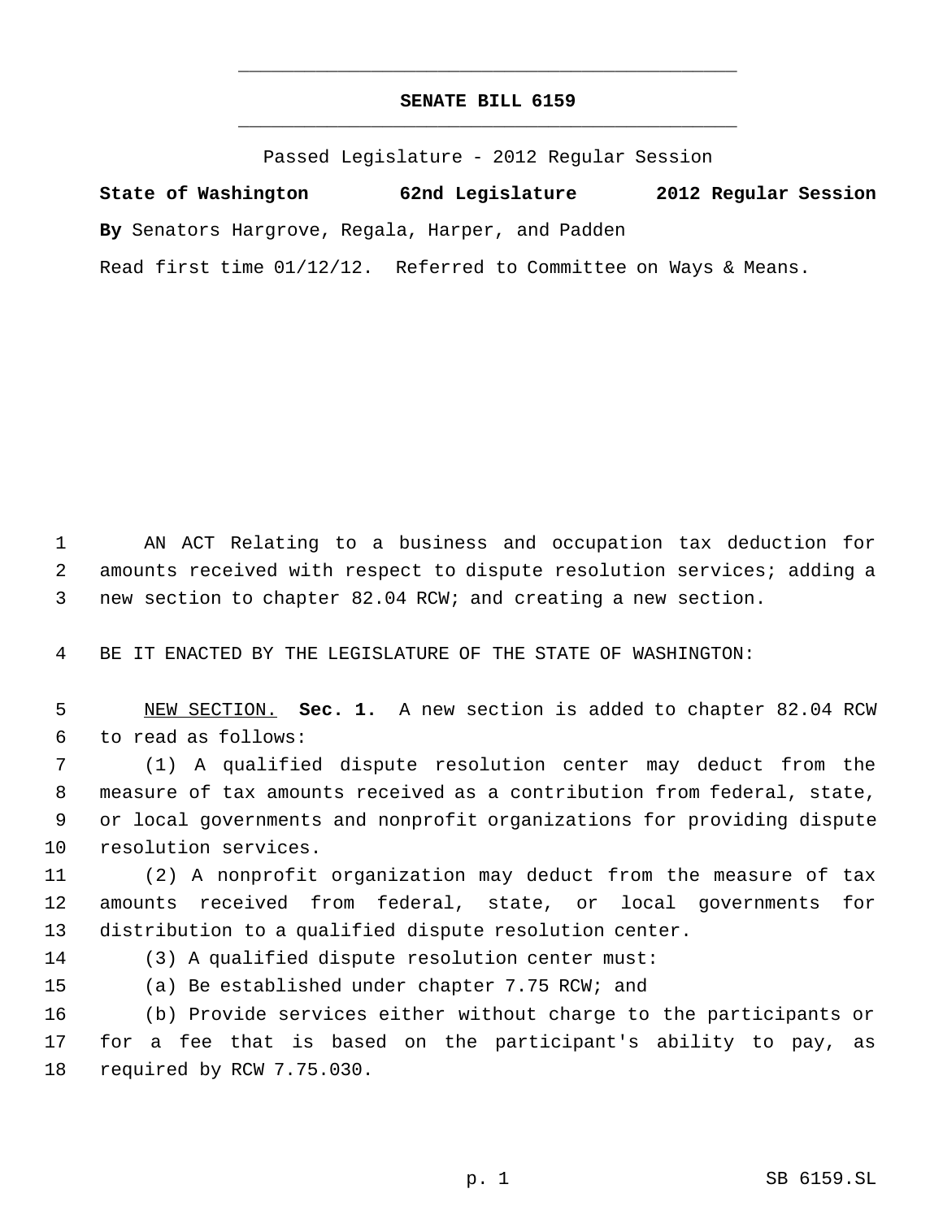# SENATE BILL 6159

Passed Legislature - 2012 Regular Session

**State of Washington 62nd Legislature 2012 Regular Session**

**By** Senators Hargrove, Regala, Harper, and Padden

Read first time 01/12/12. Referred to Committee on Ways & Means.

AN ACT Relating to a business and occupation tax deduction for amounts received with respect to dispute resolution services; adding a new section to chapter 82.04 RCW; and creating a new section.

BE IT ENACTED BY THE LEGISLATURE OF THE STATE OF WASHINGTON:

NEW SECTION. **Sec. 1.** A new section is added to chapter 82.04 RCW to read as follows:

(1) A qualified dispute resolution center may deduct from the measure of tax amounts received as a contribution from federal, state, or local governments and nonprofit organizations for providing dispute resolution services.

(2) A nonprofit organization may deduct from the measure of tax amounts received from federal, state, or local governments for distribution to a qualified dispute resolution center.

(3) A qualified dispute resolution center must:

(a) Be established under chapter 7.75 RCW; and

(b) Provide services either without charge to the participants or for a fee that is based on the participant's ability to pay, as required by RCW 7.75.030.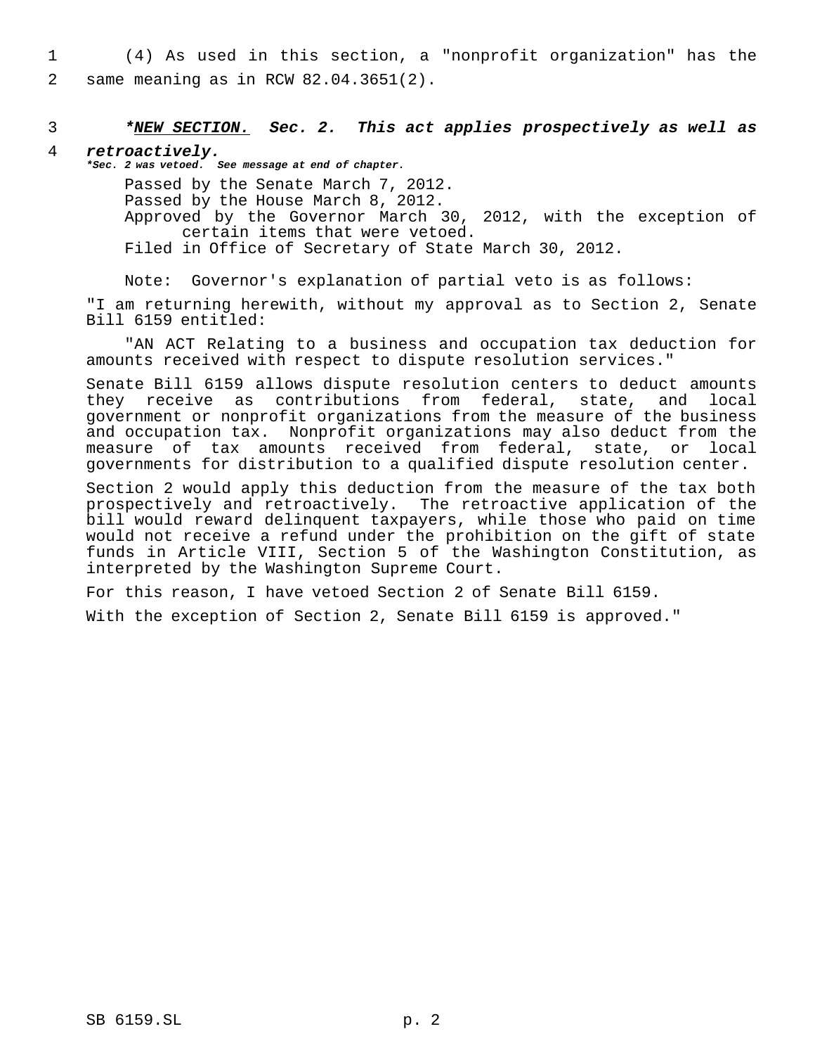(4) As used in this section, a "nonprofit organization" has the same meaning as in RCW 82.04.3651(2).

***NEW SECTION.** **Sec. 2. This act applies prospectively as well as retroactively.***

****Sec. 2 was vetoed. See message at end of chapter.***

Passed by the Senate March 7, 2012.
Passed by the House March 8, 2012.
Approved by the Governor March 30, 2012, with the exception of certain items that were vetoed.
Filed in Office of Secretary of State March 30, 2012.

Note: Governor's explanation of partial veto is as follows:

"I am returning herewith, without my approval as to Section 2, Senate Bill 6159 entitled:

"AN ACT Relating to a business and occupation tax deduction for amounts received with respect to dispute resolution services."

Senate Bill 6159 allows dispute resolution centers to deduct amounts they receive as contributions from federal, state, and local government or nonprofit organizations from the measure of the business and occupation tax. Nonprofit organizations may also deduct from the measure of tax amounts received from federal, state, or local governments for distribution to a qualified dispute resolution center.

Section 2 would apply this deduction from the measure of the tax both prospectively and retroactively. The retroactive application of the bill would reward delinquent taxpayers, while those who paid on time would not receive a refund under the prohibition on the gift of state funds in Article VIII, Section 5 of the Washington Constitution, as interpreted by the Washington Supreme Court.

For this reason, I have vetoed Section 2 of Senate Bill 6159.

With the exception of Section 2, Senate Bill 6159 is approved."